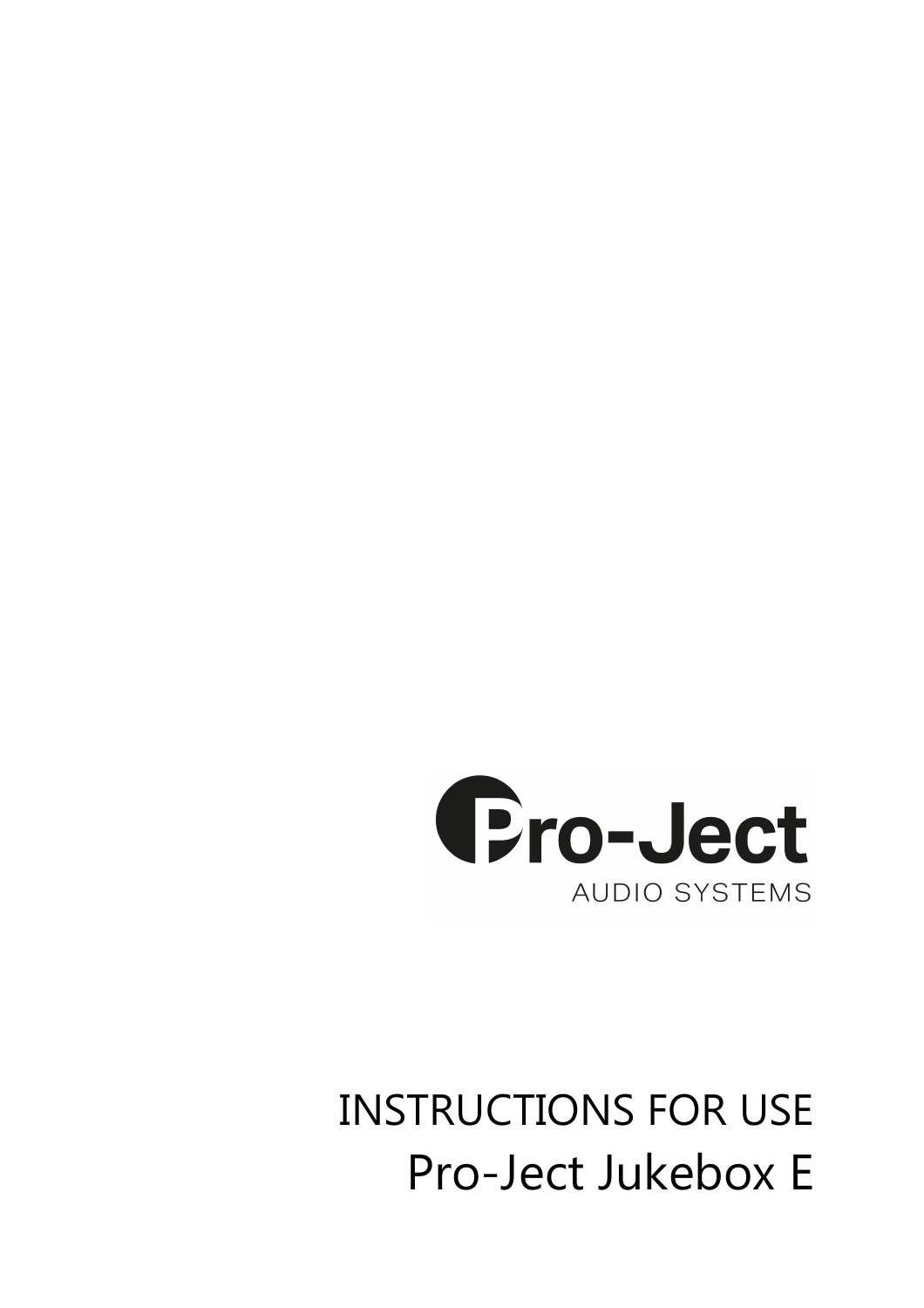Pro-Ject

AUDIO SYSTEMS

# INSTRUCTIONS FOR USE

# Pro-Ject Jukebox E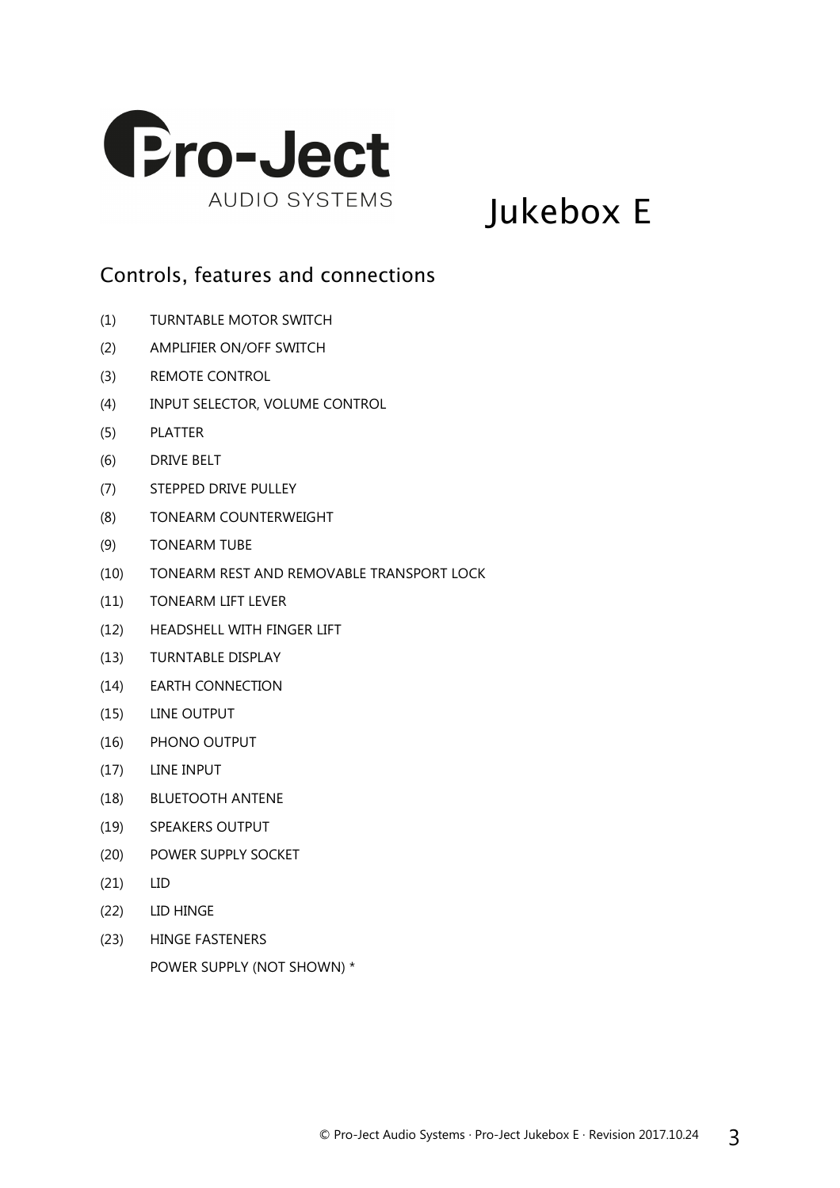Pro-Ject AUDIO SYSTEMS

# Jukebox E

## Controls, features and connections

(1) TURNTABLE MOTOR SWITCH

(2) AMPLIFIER ON/OFF SWITCH

(3) REMOTE CONTROL

(4) INPUT SELECTOR, VOLUME CONTROL

(5) PLATTER

(6) DRIVE BELT

(7) STEPPED DRIVE PULLEY

(8) TONEARM COUNTERWEIGHT

(9) TONEARM TUBE

(10) TONEARM REST AND REMOVABLE TRANSPORT LOCK

(11) TONEARM LIFT LEVER

(12) HEADSHELL WITH FINGER LIFT

(13) TURNTABLE DISPLAY

(14) EARTH CONNECTION

(15) LINE OUTPUT

(16) PHONO OUTPUT

(17) LINE INPUT

(18) BLUETOOTH ANTENE

(19) SPEAKERS OUTPUT

(20) POWER SUPPLY SOCKET

(21) LID

(22) LID HINGE

(23) HINGE FASTENERS

POWER SUPPLY (NOT SHOWN) *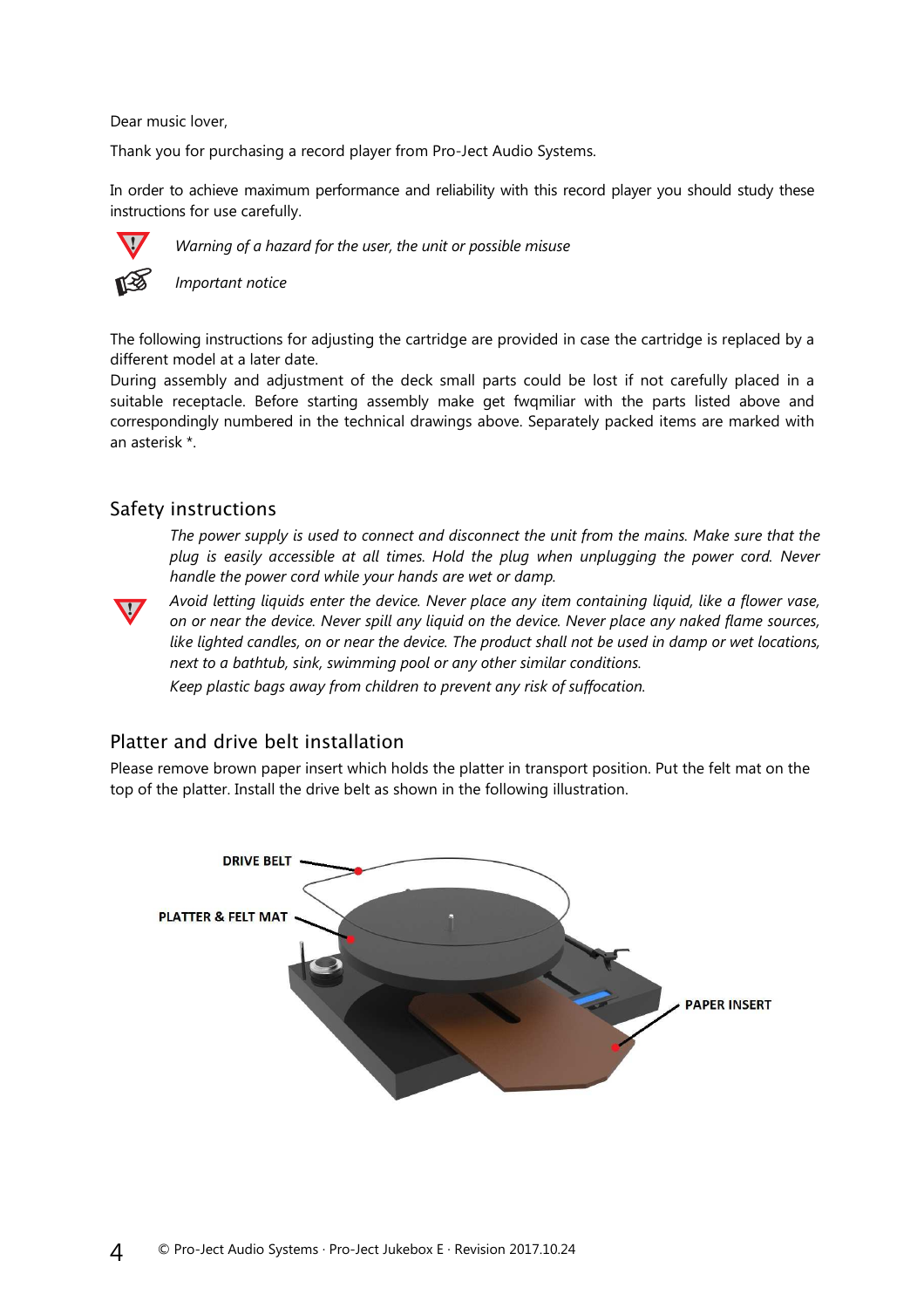Dear music lover,

Thank you for purchasing a record player from Pro-Ject Audio Systems.

In order to achieve maximum performance and reliability with this record player you should study these instructions for use carefully.

*Warning of a hazard for the user, the unit or possible misuse*

*Important notice*

The following instructions for adjusting the cartridge are provided in case the cartridge is replaced by a different model at a later date.
During assembly and adjustment of the deck small parts could be lost if not carefully placed in a suitable receptacle. Before starting assembly make get fwqmiliar with the parts listed above and correspondingly numbered in the technical drawings above. Separately packed items are marked with an asterisk *.

## Safety instructions

*The power supply is used to connect and disconnect the unit from the mains. Make sure that the plug is easily accessible at all times. Hold the plug when unplugging the power cord. Never handle the power cord while your hands are wet or damp.*

*Avoid letting liquids enter the device. Never place any item containing liquid, like a flower vase, on or near the device. Never spill any liquid on the device. Never place any naked flame sources, like lighted candles, on or near the device. The product shall not be used in damp or wet locations, next to a bathtub, sink, swimming pool or any other similar conditions.*

*Keep plastic bags away from children to prevent any risk of suffocation.*

## Platter and drive belt installation

Please remove brown paper insert which holds the platter in transport position. Put the felt mat on the top of the platter. Install the drive belt as shown in the following illustration.

DRIVE BELT

PLATTER & FELT MAT

PAPER INSERT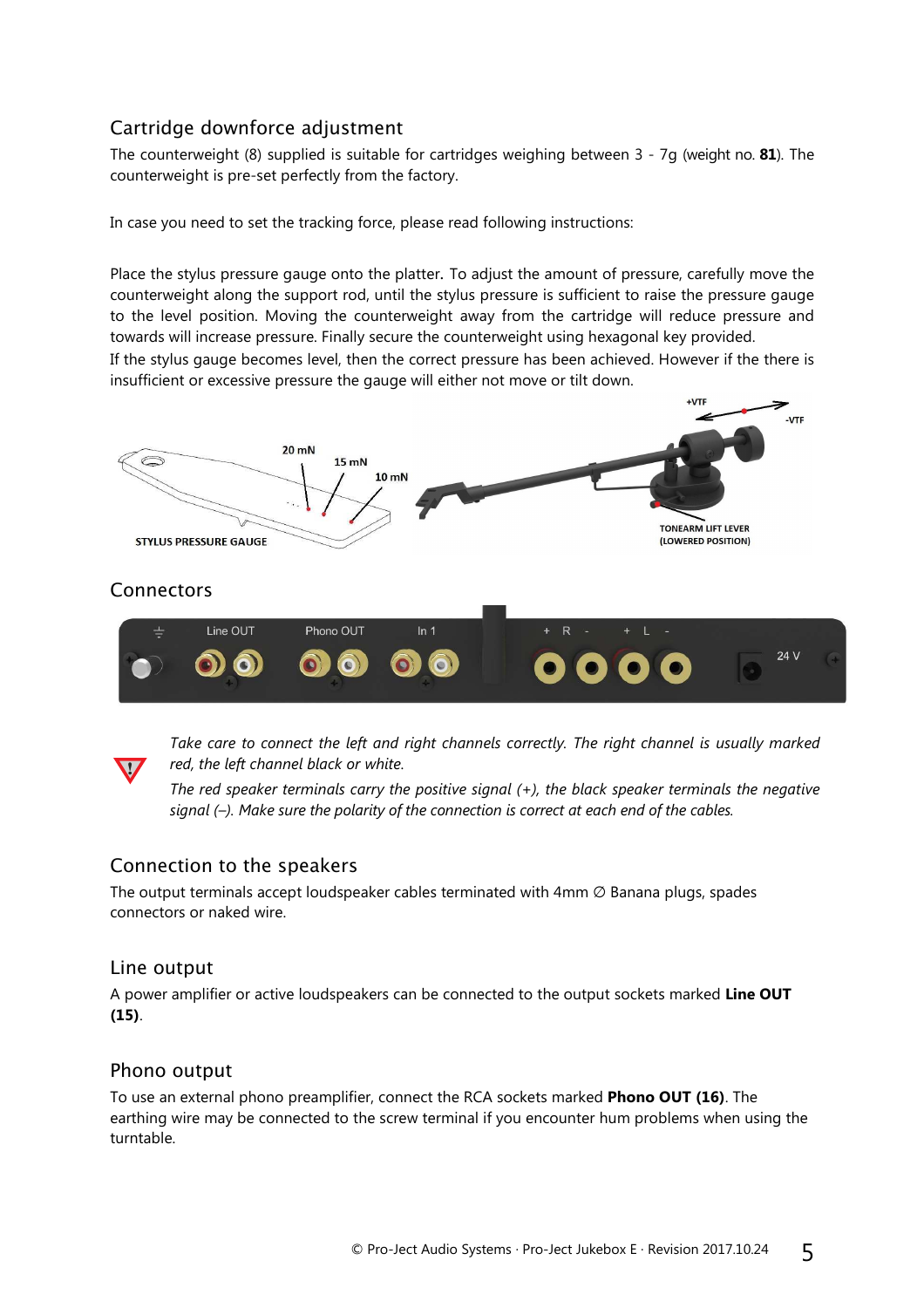## Cartridge downforce adjustment

The counterweight (8) supplied is suitable for cartridges weighing between 3 - 7g (weight no. **81**). The counterweight is pre-set perfectly from the factory.

In case you need to set the tracking force, please read following instructions:

Place the stylus pressure gauge onto the platter**.** To adjust the amount of pressure, carefully move the counterweight along the support rod, until the stylus pressure is sufficient to raise the pressure gauge to the level position. Moving the counterweight away from the cartridge will reduce pressure and towards will increase pressure. Finally secure the counterweight using hexagonal key provided.
If the stylus gauge becomes level, then the correct pressure has been achieved. However if the there is insufficient or excessive pressure the gauge will either not move or tilt down.

## Connectors

*Take care to connect the left and right channels correctly. The right channel is usually marked red, the left channel black or white.*

*The red speaker terminals carry the positive signal (+), the black speaker terminals the negative signal (–). Make sure the polarity of the connection is correct at each end of the cables.*

## Connection to the speakers

The output terminals accept loudspeaker cables terminated with 4mm ∅ Banana plugs, spades connectors or naked wire.

## Line output

A power amplifier or active loudspeakers can be connected to the output sockets marked **Line OUT (15)**.

## Phono output

To use an external phono preamplifier, connect the RCA sockets marked **Phono OUT (16)**. The earthing wire may be connected to the screw terminal if you encounter hum problems when using the turntable.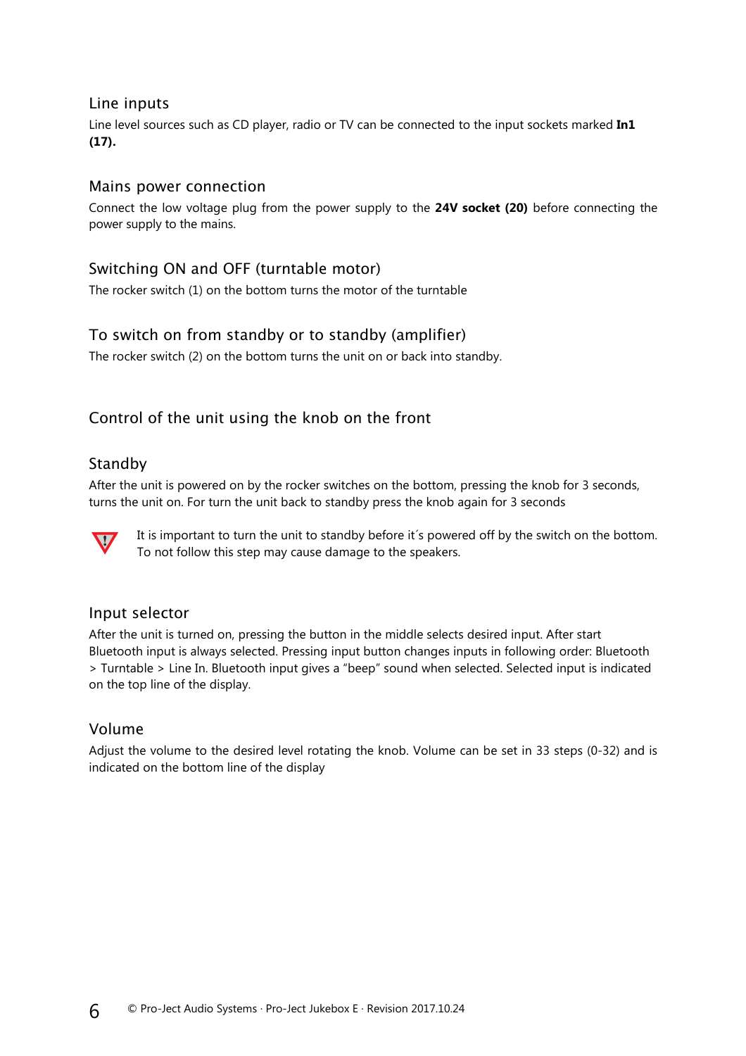## Line inputs

Line level sources such as CD player, radio or TV can be connected to the input sockets marked **In1 (17).**

## Mains power connection

Connect the low voltage plug from the power supply to the **24V socket (20)** before connecting the power supply to the mains.

## Switching ON and OFF (turntable motor)

The rocker switch (1) on the bottom turns the motor of the turntable

## To switch on from standby or to standby (amplifier)

The rocker switch (2) on the bottom turns the unit on or back into standby.

## Control of the unit using the knob on the front

## Standby

After the unit is powered on by the rocker switches on the bottom, pressing the knob for 3 seconds, turns the unit on. For turn the unit back to standby press the knob again for 3 seconds

It is important to turn the unit to standby before it´s powered off by the switch on the bottom. To not follow this step may cause damage to the speakers.

## Input selector

After the unit is turned on, pressing the button in the middle selects desired input. After start Bluetooth input is always selected. Pressing input button changes inputs in following order: Bluetooth > Turntable > Line In. Bluetooth input gives a "beep" sound when selected. Selected input is indicated on the top line of the display.

## Volume

Adjust the volume to the desired level rotating the knob. Volume can be set in 33 steps (0-32) and is indicated on the bottom line of the display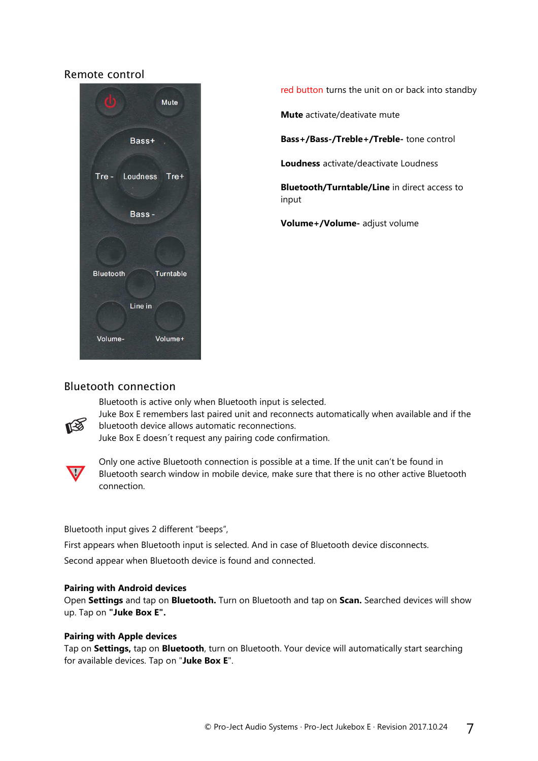## Remote control

red button turns the unit on or back into standby

**Mute** activate/deativate mute

**Bass+/Bass-/Treble+/Treble-** tone control

**Loudness** activate/deactivate Loudness

**Bluetooth/Turntable/Line** in direct access to input

**Volume+/Volume-** adjust volume

## Bluetooth connection

Bluetooth is active only when Bluetooth input is selected.
Juke Box E remembers last paired unit and reconnects automatically when available and if the bluetooth device allows automatic reconnections.
Juke Box E doesn´t request any pairing code confirmation.

Only one active Bluetooth connection is possible at a time. If the unit can't be found in Bluetooth search window in mobile device, make sure that there is no other active Bluetooth connection.

Bluetooth input gives 2 different "beeps",

First appears when Bluetooth input is selected. And in case of Bluetooth device disconnects.

Second appear when Bluetooth device is found and connected.

**Pairing with Android devices**
Open **Settings** and tap on **Bluetooth.** Turn on Bluetooth and tap on **Scan.** Searched devices will show up. Tap on **"Juke Box E".**

**Pairing with Apple devices**
Tap on **Settings,** tap on **Bluetooth**, turn on Bluetooth. Your device will automatically start searching for available devices. Tap on "**Juke Box E**".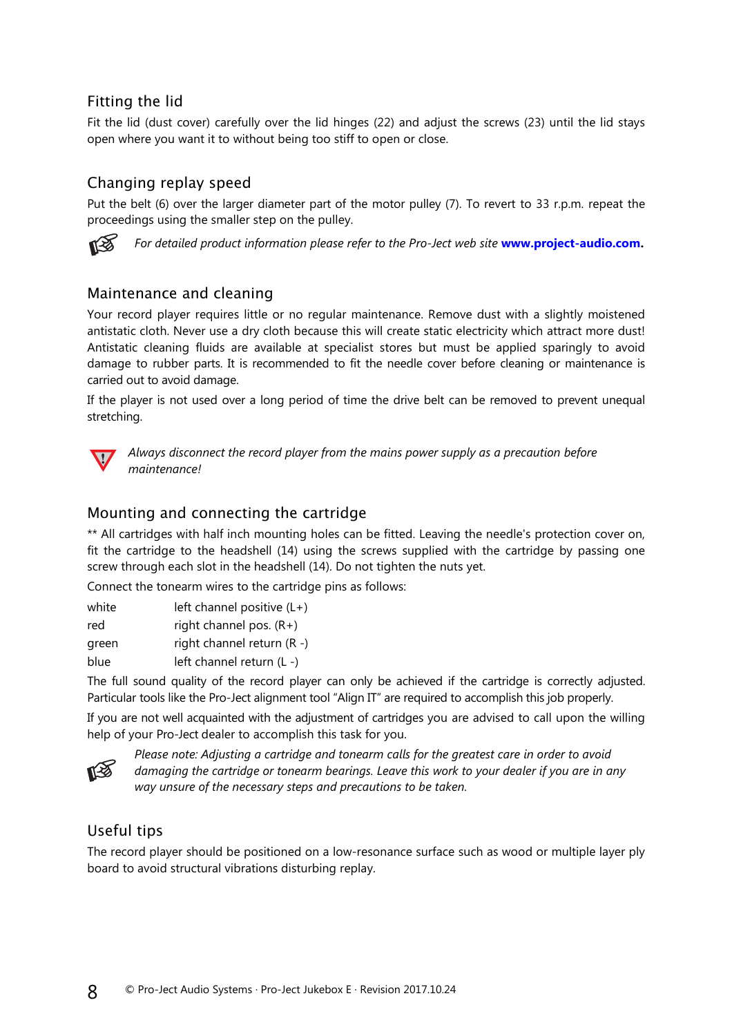## Fitting the lid

Fit the lid (dust cover) carefully over the lid hinges (22) and adjust the screws (23) until the lid stays open where you want it to without being too stiff to open or close.

## Changing replay speed

Put the belt (6) over the larger diameter part of the motor pulley (7). To revert to 33 r.p.m. repeat the proceedings using the smaller step on the pulley.

*For detailed product information please refer to the Pro-Ject web site* **www.project-audio.com.**

## Maintenance and cleaning

Your record player requires little or no regular maintenance. Remove dust with a slightly moistened antistatic cloth. Never use a dry cloth because this will create static electricity which attract more dust! Antistatic cleaning fluids are available at specialist stores but must be applied sparingly to avoid damage to rubber parts. It is recommended to fit the needle cover before cleaning or maintenance is carried out to avoid damage.

If the player is not used over a long period of time the drive belt can be removed to prevent unequal stretching.

*Always disconnect the record player from the mains power supply as a precaution before maintenance!*

## Mounting and connecting the cartridge

** All cartridges with half inch mounting holes can be fitted. Leaving the needle's protection cover on, fit the cartridge to the headshell (14) using the screws supplied with the cartridge by passing one screw through each slot in the headshell (14). Do not tighten the nuts yet.

Connect the tonearm wires to the cartridge pins as follows:

| | |
|---|---|
| white | left channel positive (L+) |
| red | right channel pos. (R+) |
| green | right channel return (R -) |
| blue | left channel return (L -) |

The full sound quality of the record player can only be achieved if the cartridge is correctly adjusted. Particular tools like the Pro-Ject alignment tool "Align IT" are required to accomplish this job properly.

If you are not well acquainted with the adjustment of cartridges you are advised to call upon the willing help of your Pro-Ject dealer to accomplish this task for you.

*Please note: Adjusting a cartridge and tonearm calls for the greatest care in order to avoid damaging the cartridge or tonearm bearings. Leave this work to your dealer if you are in any way unsure of the necessary steps and precautions to be taken.*

## Useful tips

The record player should be positioned on a low-resonance surface such as wood or multiple layer ply board to avoid structural vibrations disturbing replay.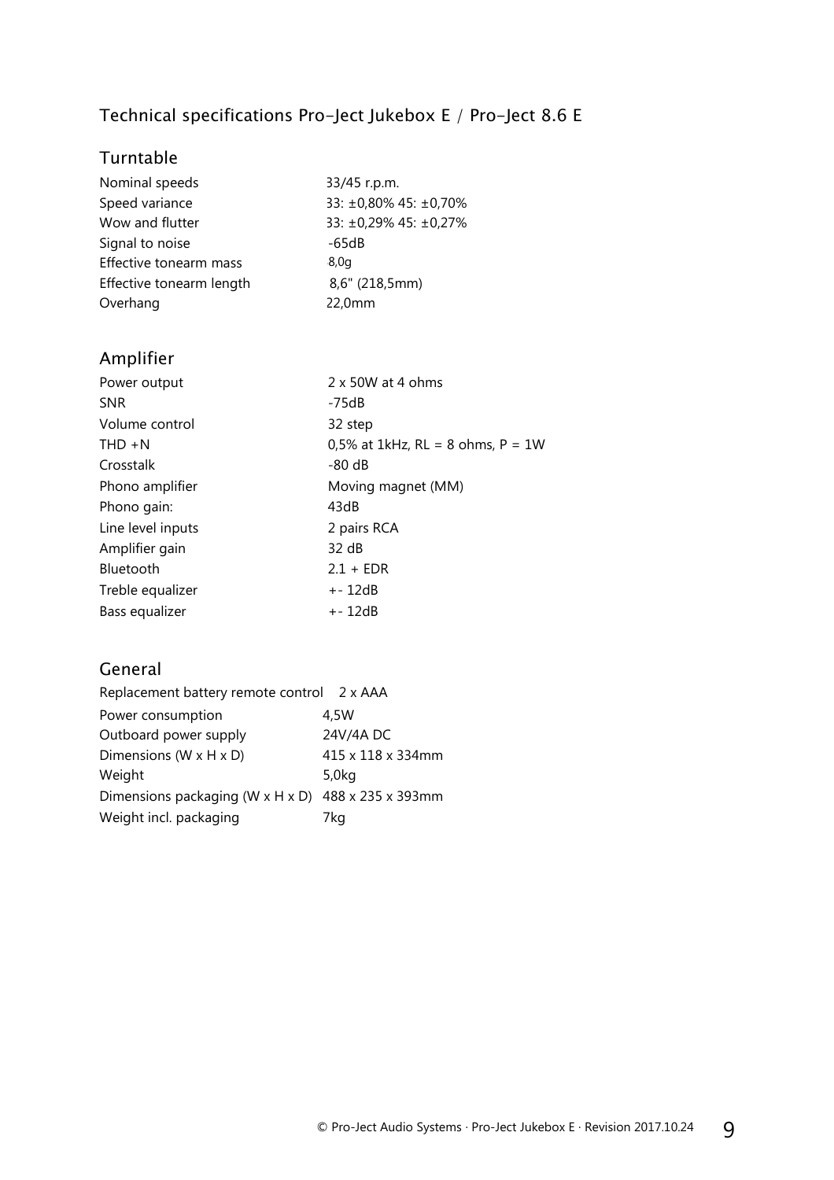## Technical specifications Pro-Ject Jukebox E / Pro-Ject 8.6 E

### Turntable

| | |
|---|---|
| Nominal speeds | 33/45 r.p.m. |
| Speed variance | 33: ±0,80% 45: ±0,70% |
| Wow and flutter | 33: ±0,29% 45: ±0,27% |
| Signal to noise | -65dB |
| Effective tonearm mass | 8,0g |
| Effective tonearm length | 8,6" (218,5mm) |
| Overhang | 22,0mm |

### Amplifier

| | |
|---|---|
| Power output | 2 x 50W at 4 ohms |
| SNR | -75dB |
| Volume control | 32 step |
| THD +N | 0,5% at 1kHz, RL = 8 ohms, P = 1W |
| Crosstalk | -80 dB |
| Phono amplifier | Moving magnet (MM) |
| Phono gain: | 43dB |
| Line level inputs | 2 pairs RCA |
| Amplifier gain | 32 dB |
| Bluetooth | 2.1 + EDR |
| Treble equalizer | +- 12dB |
| Bass equalizer | +- 12dB |

### General

| | |
|---|---|
| Replacement battery remote control | 2 x AAA |
| Power consumption | 4,5W |
| Outboard power supply | 24V/4A DC |
| Dimensions (W x H x D) | 415 x 118 x 334mm |
| Weight | 5,0kg |
| Dimensions packaging (W x H x D) | 488 x 235 x 393mm |
| Weight incl. packaging | 7kg |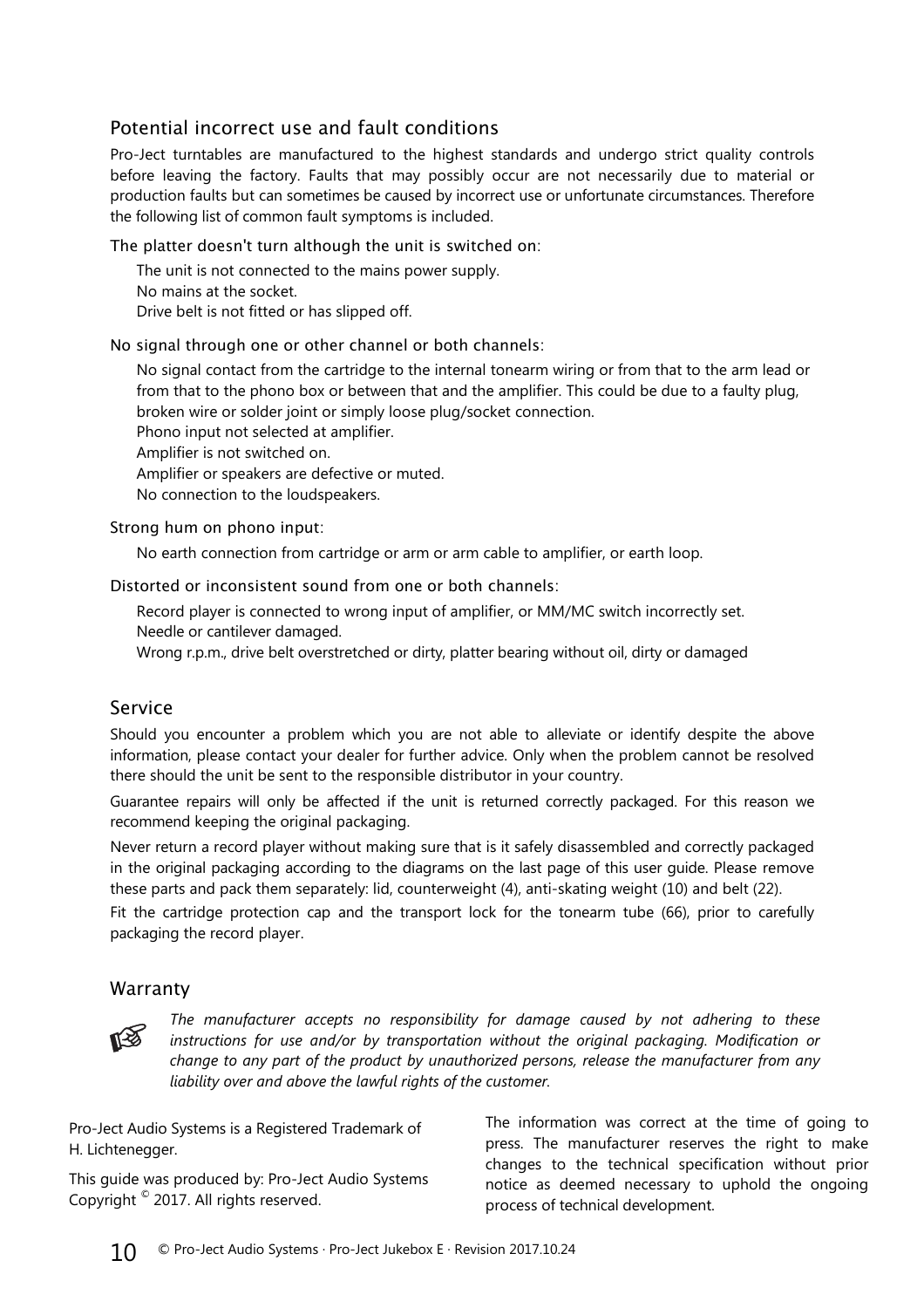## Potential incorrect use and fault conditions

Pro-Ject turntables are manufactured to the highest standards and undergo strict quality controls before leaving the factory. Faults that may possibly occur are not necessarily due to material or production faults but can sometimes be caused by incorrect use or unfortunate circumstances. Therefore the following list of common fault symptoms is included.

### The platter doesn't turn although the unit is switched on:

The unit is not connected to the mains power supply.
No mains at the socket.
Drive belt is not fitted or has slipped off.

### No signal through one or other channel or both channels:

No signal contact from the cartridge to the internal tonearm wiring or from that to the arm lead or from that to the phono box or between that and the amplifier. This could be due to a faulty plug, broken wire or solder joint or simply loose plug/socket connection.
Phono input not selected at amplifier.
Amplifier is not switched on.
Amplifier or speakers are defective or muted.
No connection to the loudspeakers.

### Strong hum on phono input:

No earth connection from cartridge or arm or arm cable to amplifier, or earth loop.

### Distorted or inconsistent sound from one or both channels:

Record player is connected to wrong input of amplifier, or MM/MC switch incorrectly set.
Needle or cantilever damaged.
Wrong r.p.m., drive belt overstretched or dirty, platter bearing without oil, dirty or damaged

## Service

Should you encounter a problem which you are not able to alleviate or identify despite the above information, please contact your dealer for further advice. Only when the problem cannot be resolved there should the unit be sent to the responsible distributor in your country.

Guarantee repairs will only be affected if the unit is returned correctly packaged. For this reason we recommend keeping the original packaging.

Never return a record player without making sure that is it safely disassembled and correctly packaged in the original packaging according to the diagrams on the last page of this user guide. Please remove these parts and pack them separately: lid, counterweight (4), anti-skating weight (10) and belt (22).

Fit the cartridge protection cap and the transport lock for the tonearm tube (66), prior to carefully packaging the record player.

## Warranty

☞ *The manufacturer accepts no responsibility for damage caused by not adhering to these instructions for use and/or by transportation without the original packaging. Modification or change to any part of the product by unauthorized persons, release the manufacturer from any liability over and above the lawful rights of the customer.*

Pro-Ject Audio Systems is a Registered Trademark of H. Lichtenegger.

This guide was produced by: Pro-Ject Audio Systems
Copyright © 2017. All rights reserved.

The information was correct at the time of going to press. The manufacturer reserves the right to make changes to the technical specification without prior notice as deemed necessary to uphold the ongoing process of technical development.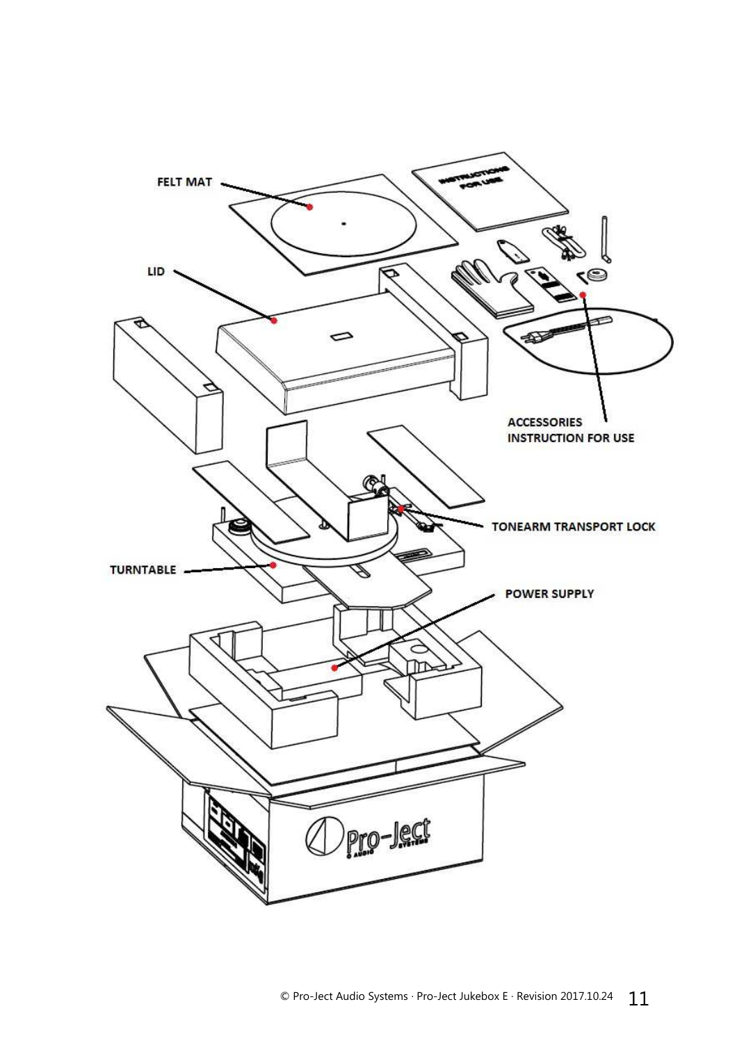FELT MAT

LID

ACCESSORIES
INSTRUCTION FOR USE

TONEARM TRANSPORT LOCK

TURNTABLE

POWER SUPPLY

INSTRUCTIONS FOR USE

Pro-Ject AUDIO SYSTEMS

© Pro-Ject Audio Systems · Pro-Ject Jukebox E · Revision 2017.10.24